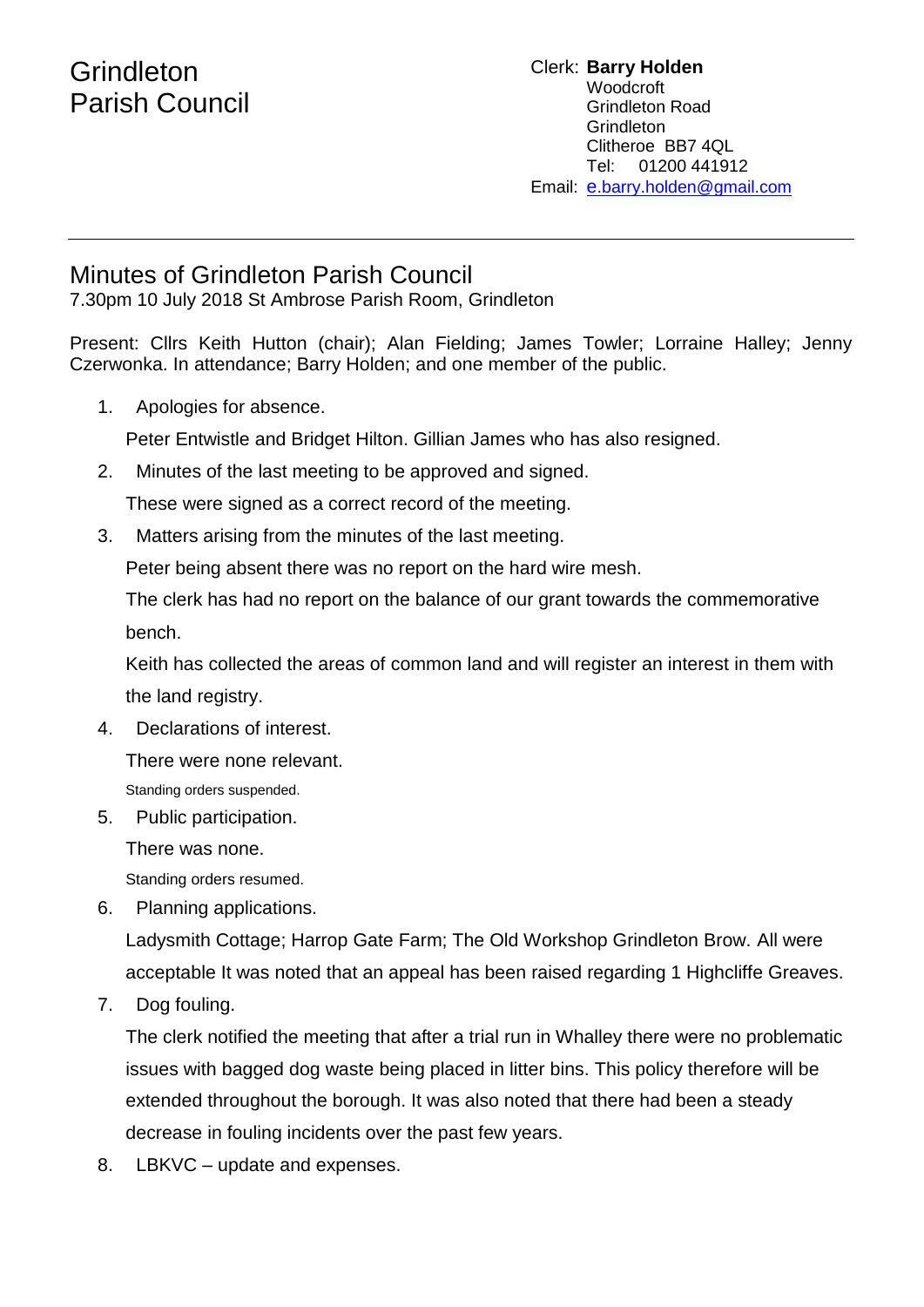# Grindleton Parish Council

Clerk: **Barry Holden**
Woodcroft
Grindleton Road
Grindleton
Clitheroe BB7 4QL
Tel: 01200 441912
Email: e.barry.holden@gmail.com

---

## Minutes of Grindleton Parish Council

7.30pm 10 July 2018 St Ambrose Parish Room, Grindleton

Present: Cllrs Keith Hutton (chair); Alan Fielding; James Towler; Lorraine Halley; Jenny Czerwonka. In attendance; Barry Holden; and one member of the public.

1. Apologies for absence.

   Peter Entwistle and Bridget Hilton. Gillian James who has also resigned.

2. Minutes of the last meeting to be approved and signed.

   These were signed as a correct record of the meeting.

3. Matters arising from the minutes of the last meeting.

   Peter being absent there was no report on the hard wire mesh.

   The clerk has had no report on the balance of our grant towards the commemorative bench.

   Keith has collected the areas of common land and will register an interest in them with the land registry.

4. Declarations of interest.

   There were none relevant.

   Standing orders suspended.

5. Public participation.

   There was none.

   Standing orders resumed.

6. Planning applications.

   Ladysmith Cottage; Harrop Gate Farm; The Old Workshop Grindleton Brow. All were acceptable It was noted that an appeal has been raised regarding 1 Highcliffe Greaves.

7. Dog fouling.

   The clerk notified the meeting that after a trial run in Whalley there were no problematic issues with bagged dog waste being placed in litter bins. This policy therefore will be extended throughout the borough. It was also noted that there had been a steady decrease in fouling incidents over the past few years.

8. LBKVC – update and expenses.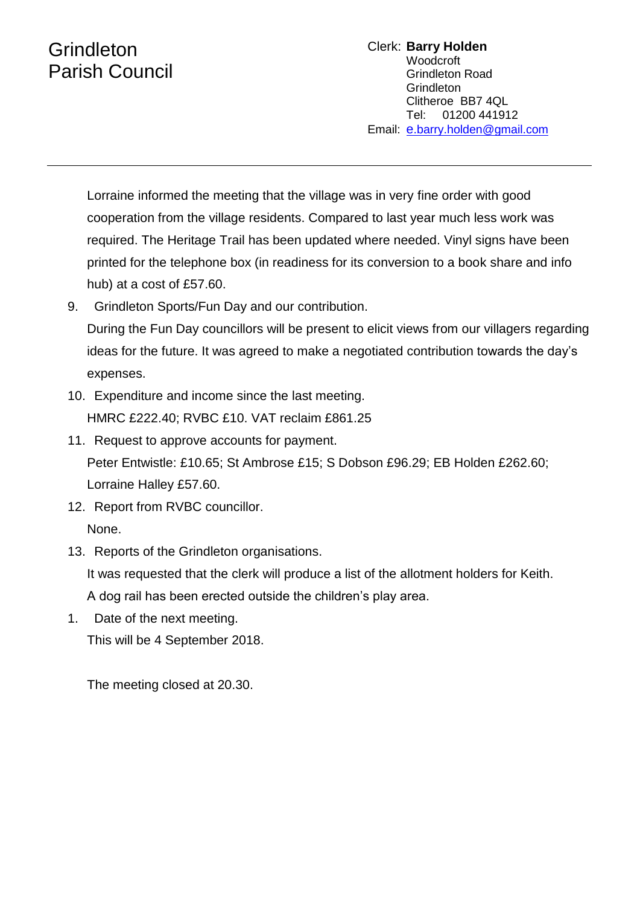# Grindleton Parish Council

Clerk: **Barry Holden**
Woodcroft
Grindleton Road
Grindleton
Clitheroe BB7 4QL
Tel: 01200 441912
Email: e.barry.holden@gmail.com

---

Lorraine informed the meeting that the village was in very fine order with good cooperation from the village residents. Compared to last year much less work was required. The Heritage Trail has been updated where needed. Vinyl signs have been printed for the telephone box (in readiness for its conversion to a book share and info hub) at a cost of £57.60.

9. Grindleton Sports/Fun Day and our contribution.
   During the Fun Day councillors will be present to elicit views from our villagers regarding ideas for the future. It was agreed to make a negotiated contribution towards the day's expenses.
10. Expenditure and income since the last meeting.
    HMRC £222.40; RVBC £10. VAT reclaim £861.25
11. Request to approve accounts for payment.
    Peter Entwistle: £10.65; St Ambrose £15; S Dobson £96.29; EB Holden £262.60; Lorraine Halley £57.60.
12. Report from RVBC councillor.
    None.
13. Reports of the Grindleton organisations.
    It was requested that the clerk will produce a list of the allotment holders for Keith.
    A dog rail has been erected outside the children's play area.

1\. Date of the next meeting.
   This will be 4 September 2018.

The meeting closed at 20.30.